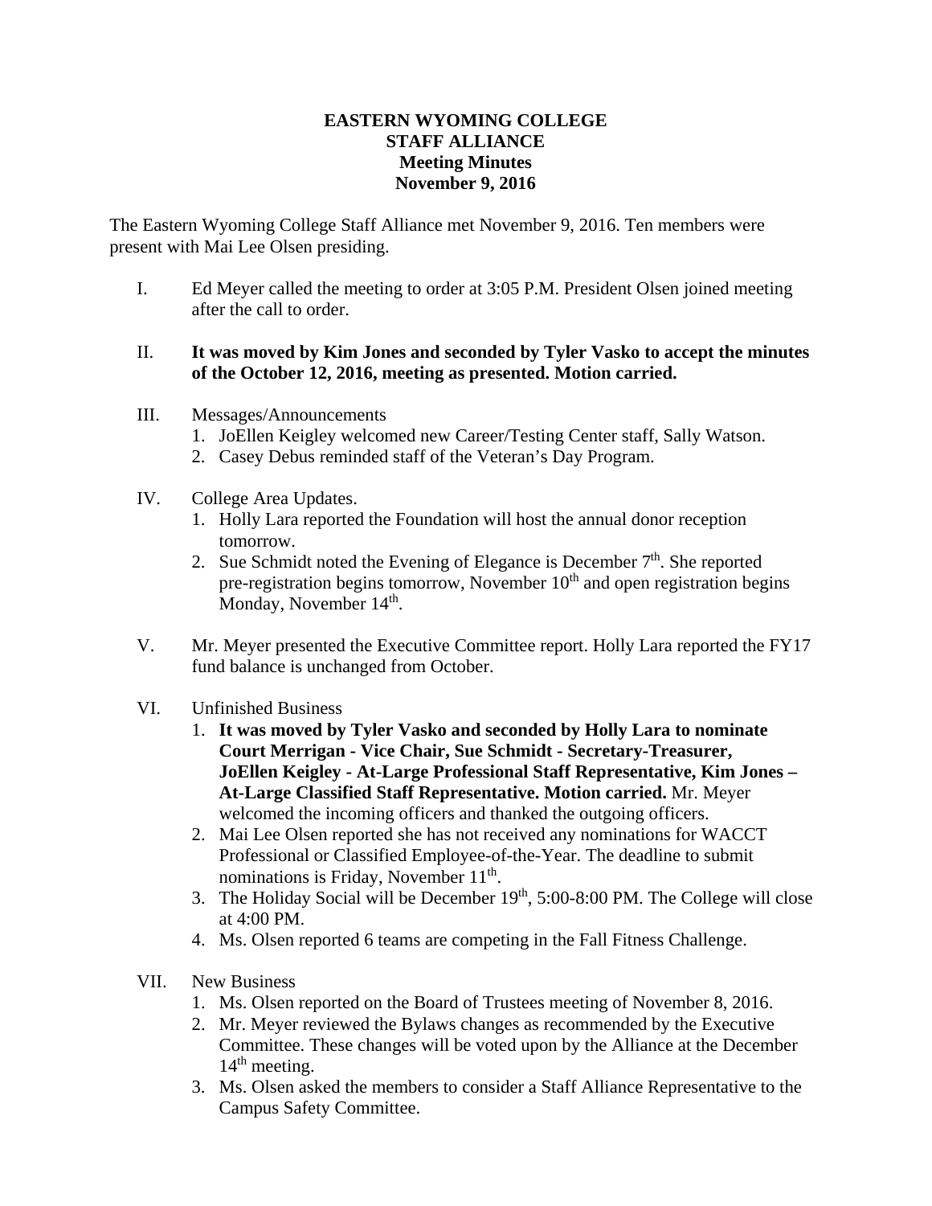# EASTERN WYOMING COLLEGE
## STAFF ALLIANCE
## Meeting Minutes
## November 9, 2016

The Eastern Wyoming College Staff Alliance met November 9, 2016. Ten members were present with Mai Lee Olsen presiding.

I. Ed Meyer called the meeting to order at 3:05 P.M. President Olsen joined meeting after the call to order.

II. **It was moved by Kim Jones and seconded by Tyler Vasko to accept the minutes of the October 12, 2016, meeting as presented. Motion carried.**

III. Messages/Announcements
   1. JoEllen Keigley welcomed new Career/Testing Center staff, Sally Watson.
   2. Casey Debus reminded staff of the Veteran's Day Program.

IV. College Area Updates.
   1. Holly Lara reported the Foundation will host the annual donor reception tomorrow.
   2. Sue Schmidt noted the Evening of Elegance is December 7th. She reported pre-registration begins tomorrow, November 10th and open registration begins Monday, November 14th.

V. Mr. Meyer presented the Executive Committee report. Holly Lara reported the FY17 fund balance is unchanged from October.

VI. Unfinished Business
   1. **It was moved by Tyler Vasko and seconded by Holly Lara to nominate Court Merrigan - Vice Chair, Sue Schmidt - Secretary-Treasurer, JoEllen Keigley - At-Large Professional Staff Representative, Kim Jones – At-Large Classified Staff Representative. Motion carried.** Mr. Meyer welcomed the incoming officers and thanked the outgoing officers.
   2. Mai Lee Olsen reported she has not received any nominations for WACCT Professional or Classified Employee-of-the-Year. The deadline to submit nominations is Friday, November 11th.
   3. The Holiday Social will be December 19th, 5:00-8:00 PM. The College will close at 4:00 PM.
   4. Ms. Olsen reported 6 teams are competing in the Fall Fitness Challenge.

VII. New Business
   1. Ms. Olsen reported on the Board of Trustees meeting of November 8, 2016.
   2. Mr. Meyer reviewed the Bylaws changes as recommended by the Executive Committee. These changes will be voted upon by the Alliance at the December 14th meeting.
   3. Ms. Olsen asked the members to consider a Staff Alliance Representative to the Campus Safety Committee.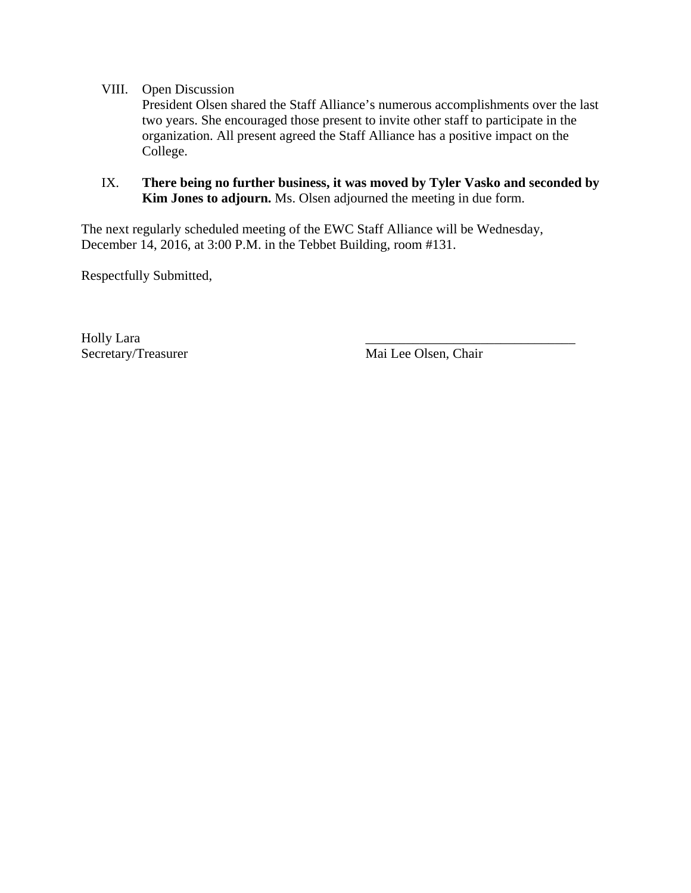VIII. Open Discussion

President Olsen shared the Staff Alliance's numerous accomplishments over the last two years. She encouraged those present to invite other staff to participate in the organization. All present agreed the Staff Alliance has a positive impact on the College.

IX. **There being no further business, it was moved by Tyler Vasko and seconded by Kim Jones to adjourn.** Ms. Olsen adjourned the meeting in due form.

The next regularly scheduled meeting of the EWC Staff Alliance will be Wednesday, December 14, 2016, at 3:00 P.M. in the Tebbet Building, room #131.

Respectfully Submitted,

Holly Lara
Secretary/Treasurer

________________________________
Mai Lee Olsen, Chair